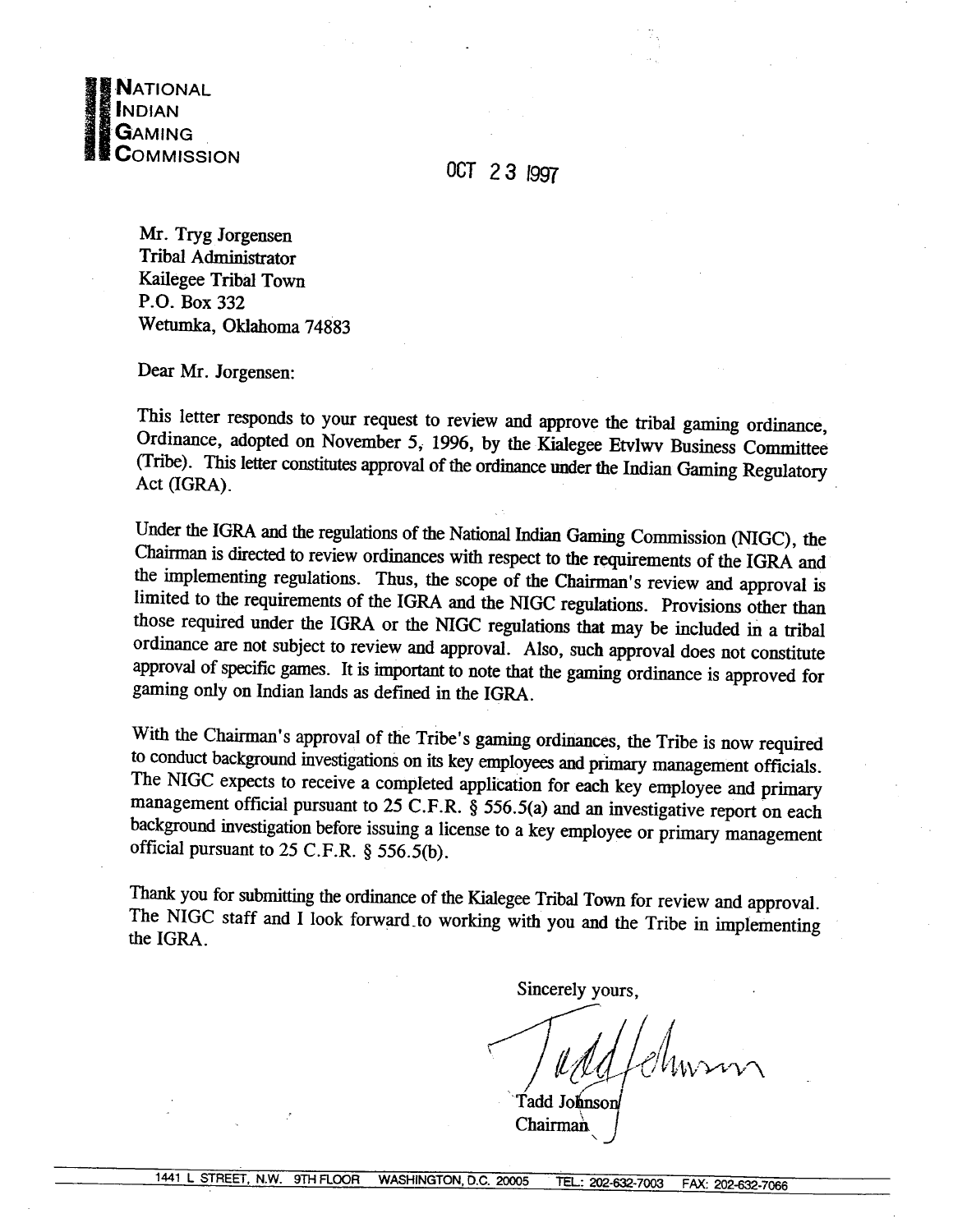**NATIONAL INDIAN GAMING COMMISSION**

OCT 23 1997

Mr. Tryg Jorgensen
Tribal Administrator
Kailegee Tribal Town
P.O. Box 332
Wetumka, Oklahoma 74883

Dear Mr. Jorgensen:

This letter responds to your request to review and approve the tribal gaming ordinance, Ordinance, adopted on November 5, 1996, by the Kialegee Etvlwv Business Committee (Tribe). This letter constitutes approval of the ordinance under the Indian Gaming Regulatory Act (IGRA).

Under the IGRA and the regulations of the National Indian Gaming Commission (NIGC), the Chairman is directed to review ordinances with respect to the requirements of the IGRA and the implementing regulations. Thus, the scope of the Chairman's review and approval is limited to the requirements of the IGRA and the NIGC regulations. Provisions other than those required under the IGRA or the NIGC regulations that may be included in a tribal ordinance are not subject to review and approval. Also, such approval does not constitute approval of specific games. It is important to note that the gaming ordinance is approved for gaming only on Indian lands as defined in the IGRA.

With the Chairman's approval of the Tribe's gaming ordinances, the Tribe is now required to conduct background investigations on its key employees and primary management officials. The NIGC expects to receive a completed application for each key employee and primary management official pursuant to 25 C.F.R. § 556.5(a) and an investigative report on each background investigation before issuing a license to a key employee or primary management official pursuant to 25 C.F.R. § 556.5(b).

Thank you for submitting the ordinance of the Kialegee Tribal Town for review and approval. The NIGC staff and I look forward to working with you and the Tribe in implementing the IGRA.

Sincerely yours,

Tadd Johnson
Chairman

1441 L STREET, N.W. 9TH FLOOR WASHINGTON, D.C. 20005 TEL.: 202-632-7003 FAX: 202-632-7066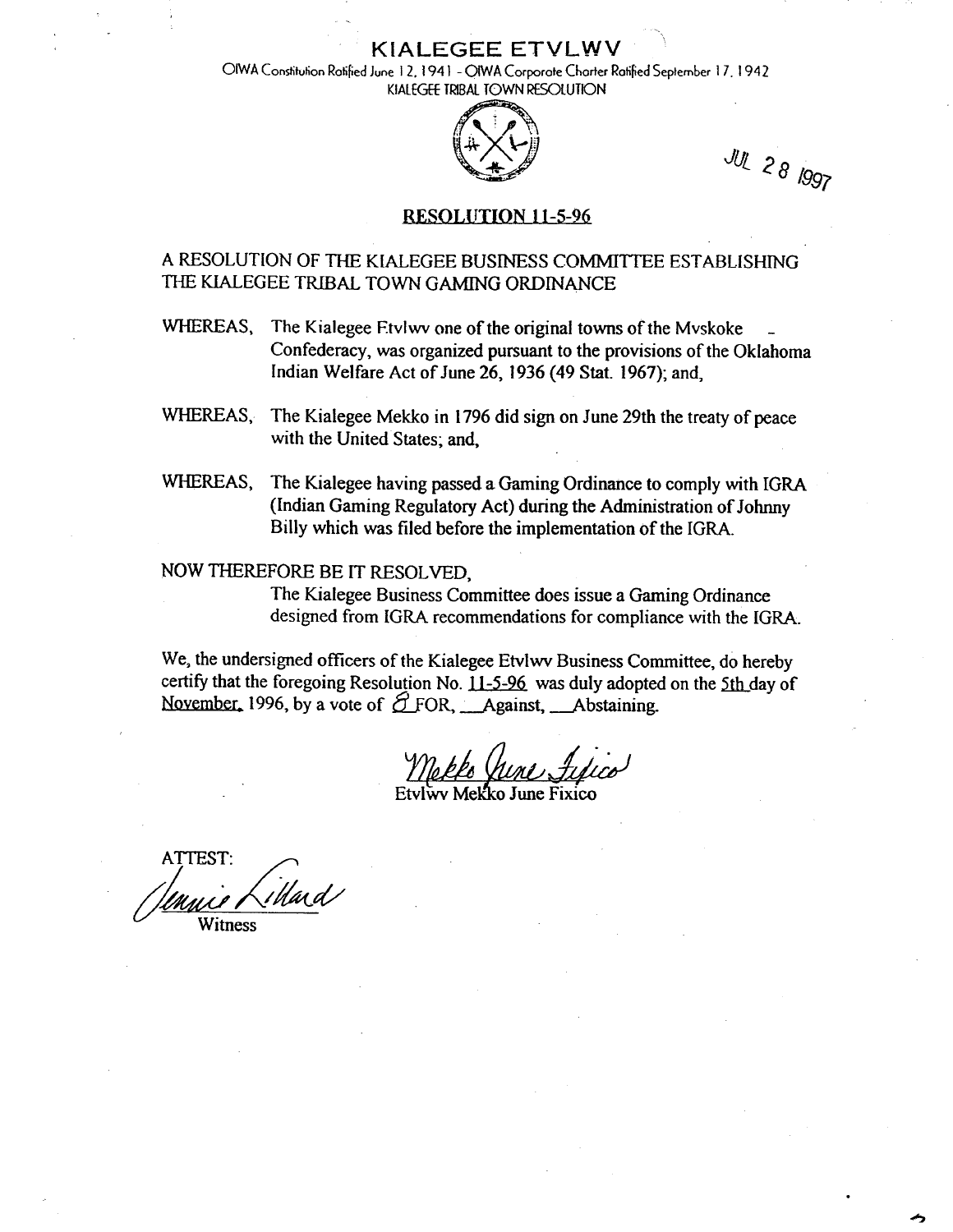# KIALEGEE ETVLWV

OIWA Constitution Ratified June 12, 1941 - OIWA Corporate Charter Ratified September 17, 1942
KIALEGEE TRIBAL TOWN RESOLUTION

JUL 28 1997

## RESOLUTION 11-5-96

A RESOLUTION OF THE KIALEGEE BUSINESS COMMITTEE ESTABLISHING THE KIALEGEE TRIBAL TOWN GAMING ORDINANCE

WHEREAS, The Kialegee Etvlwv one of the original towns of the Mvskoke Confederacy, was organized pursuant to the provisions of the Oklahoma Indian Welfare Act of June 26, 1936 (49 Stat. 1967); and,

WHEREAS, The Kialegee Mekko in 1796 did sign on June 29th the treaty of peace with the United States; and,

WHEREAS, The Kialegee having passed a Gaming Ordinance to comply with IGRA (Indian Gaming Regulatory Act) during the Administration of Johnny Billy which was filed before the implementation of the IGRA.

NOW THEREFORE BE IT RESOLVED,

The Kialegee Business Committee does issue a Gaming Ordinance designed from IGRA recommendations for compliance with the IGRA.

We, the undersigned officers of the Kialegee Etvlwv Business Committee, do hereby certify that the foregoing Resolution No. 11-5-96 was duly adopted on the 5th day of November, 1996, by a vote of 8 FOR, \_\_Against, \_\_Abstaining.

Mekko June Fixico
Etvlwv Mekko June Fixico

ATTEST:

Jennie Lillard
Witness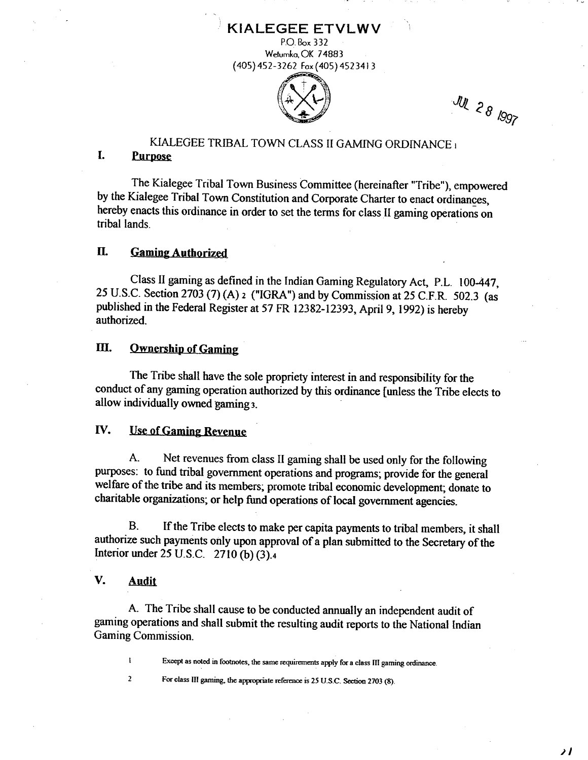# KIALEGEE ETVLWV

P.O. Box 332
Wetumka, OK 74883
(405) 452-3262 Fax (405) 4523413

JUL 28 1997

## KIALEGEE TRIBAL TOWN CLASS II GAMING ORDINANCE [1]

## I. Purpose

The Kialegee Tribal Town Business Committee (hereinafter "Tribe"), empowered by the Kialegee Tribal Town Constitution and Corporate Charter to enact ordinances, hereby enacts this ordinance in order to set the terms for class II gaming operations on tribal lands.

## II. Gaming Authorized

Class II gaming as defined in the Indian Gaming Regulatory Act, P.L. 100-447, 25 U.S.C. Section 2703 (7) (A) [2] ("IGRA") and by Commission at 25 C.F.R. 502.3 (as published in the Federal Register at 57 FR 12382-12393, April 9, 1992) is hereby authorized.

## III. Ownership of Gaming

The Tribe shall have the sole propriety interest in and responsibility for the conduct of any gaming operation authorized by this ordinance [unless the Tribe elects to allow individually owned gaming [3].

## IV. Use of Gaming Revenue

A. Net revenues from class II gaming shall be used only for the following purposes: to fund tribal government operations and programs; provide for the general welfare of the tribe and its members; promote tribal economic development; donate to charitable organizations; or help fund operations of local government agencies.

B. If the Tribe elects to make per capita payments to tribal members, it shall authorize such payments only upon approval of a plan submitted to the Secretary of the Interior under 25 U.S.C. 2710 (b) (3).[4]

## V. Audit

A. The Tribe shall cause to be conducted annually an independent audit of gaming operations and shall submit the resulting audit reports to the National Indian Gaming Commission.

---

[1] Except as noted in footnotes, the same requirements apply for a class III gaming ordinance.

[2] For class III gaming, the appropriate reference is 25 U.S.C. Section 2703 (8).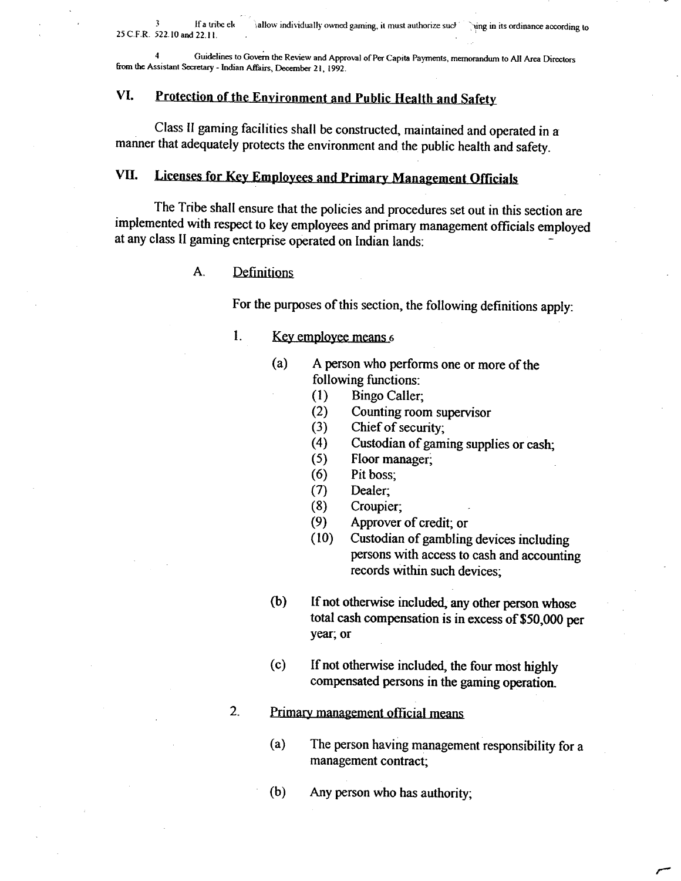3 If a tribe el allow individually owned gaming, it must authorize suc ing in its ordinance according to 25 C.F.R. 522.10 and 22.11.

4 Guidelines to Govern the Review and Approval of Per Capita Payments, memorandum to All Area Directors from the Assistant Secretary - Indian Affairs, December 21, 1992.

## VI. Protection of the Environment and Public Health and Safety

Class II gaming facilities shall be constructed, maintained and operated in a manner that adequately protects the environment and the public health and safety.

## VII. Licenses for Key Employees and Primary Management Officials

The Tribe shall ensure that the policies and procedures set out in this section are implemented with respect to key employees and primary management officials employed at any class II gaming enterprise operated on Indian lands:

### A. Definitions

For the purposes of this section, the following definitions apply:

1. Key employee means [6]

   (a) A person who performs one or more of the following functions:
   - (1) Bingo Caller;
   - (2) Counting room supervisor
   - (3) Chief of security;
   - (4) Custodian of gaming supplies or cash;
   - (5) Floor manager;
   - (6) Pit boss;
   - (7) Dealer;
   - (8) Croupier;
   - (9) Approver of credit; or
   - (10) Custodian of gambling devices including persons with access to cash and accounting records within such devices;

   (b) If not otherwise included, any other person whose total cash compensation is in excess of $50,000 per year; or

   (c) If not otherwise included, the four most highly compensated persons in the gaming operation.

2. Primary management official means

   (a) The person having management responsibility for a management contract;

   (b) Any person who has authority;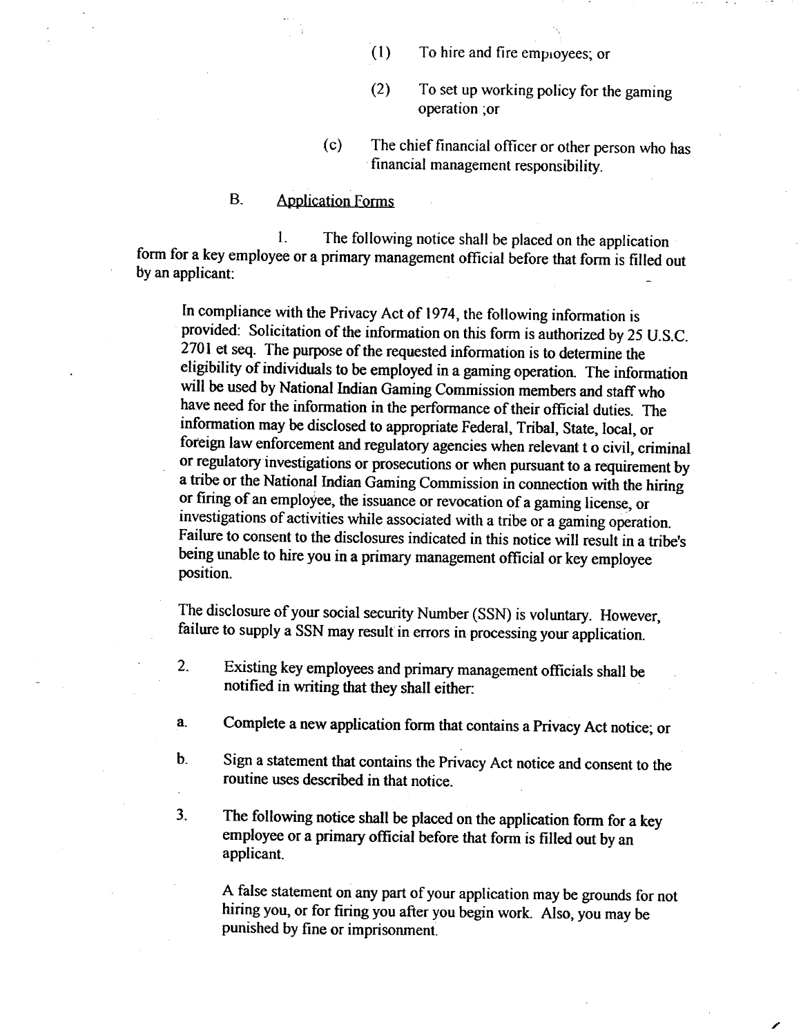(1) To hire and fire employees; or

(2) To set up working policy for the gaming operation ;or

(c) The chief financial officer or other person who has financial management responsibility.

B. Application Forms

1. The following notice shall be placed on the application form for a key employee or a primary management official before that form is filled out by an applicant:

> In compliance with the Privacy Act of 1974, the following information is provided: Solicitation of the information on this form is authorized by 25 U.S.C. 2701 et seq. The purpose of the requested information is to determine the eligibility of individuals to be employed in a gaming operation. The information will be used by National Indian Gaming Commission members and staff who have need for the information in the performance of their official duties. The information may be disclosed to appropriate Federal, Tribal, State, local, or foreign law enforcement and regulatory agencies when relevant t o civil, criminal or regulatory investigations or prosecutions or when pursuant to a requirement by a tribe or the National Indian Gaming Commission in connection with the hiring or firing of an employee, the issuance or revocation of a gaming license, or investigations of activities while associated with a tribe or a gaming operation. Failure to consent to the disclosures indicated in this notice will result in a tribe's being unable to hire you in a primary management official or key employee position.
>
> The disclosure of your social security Number (SSN) is voluntary. However, failure to supply a SSN may result in errors in processing your application.

2. Existing key employees and primary management officials shall be notified in writing that they shall either:

a. Complete a new application form that contains a Privacy Act notice; or

b. Sign a statement that contains the Privacy Act notice and consent to the routine uses described in that notice.

3. The following notice shall be placed on the application form for a key employee or a primary official before that form is filled out by an applicant.

> A false statement on any part of your application may be grounds for not hiring you, or for firing you after you begin work. Also, you may be punished by fine or imprisonment.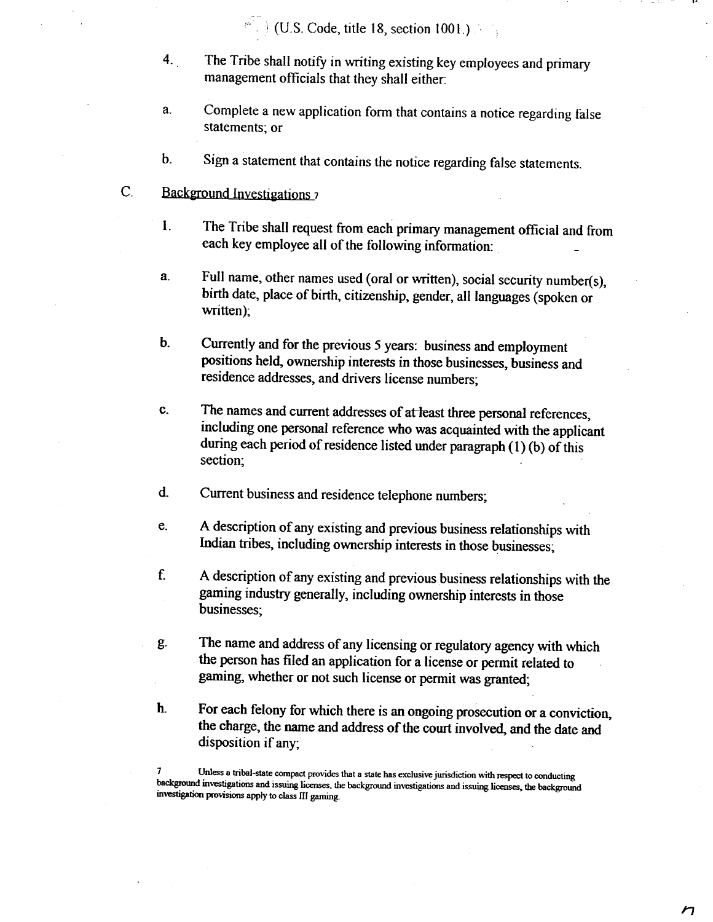(U.S. Code, title 18, section 1001.)

4. The Tribe shall notify in writing existing key employees and primary management officials that they shall either:

a. Complete a new application form that contains a notice regarding false statements; or

b. Sign a statement that contains the notice regarding false statements.

C. Background Investigations [7]

1. The Tribe shall request from each primary management official and from each key employee all of the following information:

a. Full name, other names used (oral or written), social security number(s), birth date, place of birth, citizenship, gender, all languages (spoken or written);

b. Currently and for the previous 5 years: business and employment positions held, ownership interests in those businesses, business and residence addresses, and drivers license numbers;

c. The names and current addresses of at least three personal references, including one personal reference who was acquainted with the applicant during each period of residence listed under paragraph (1) (b) of this section;

d. Current business and residence telephone numbers;

e. A description of any existing and previous business relationships with Indian tribes, including ownership interests in those businesses;

f. A description of any existing and previous business relationships with the gaming industry generally, including ownership interests in those businesses;

g. The name and address of any licensing or regulatory agency with which the person has filed an application for a license or permit related to gaming, whether or not such license or permit was granted;

h. For each felony for which there is an ongoing prosecution or a conviction, the charge, the name and address of the court involved, and the date and disposition if any;

[7] Unless a tribal-state compact provides that a state has exclusive jurisdiction with respect to conducting background investigations and issuing licenses, the background investigations and issuing licenses, the background investigation provisions apply to class III gaming.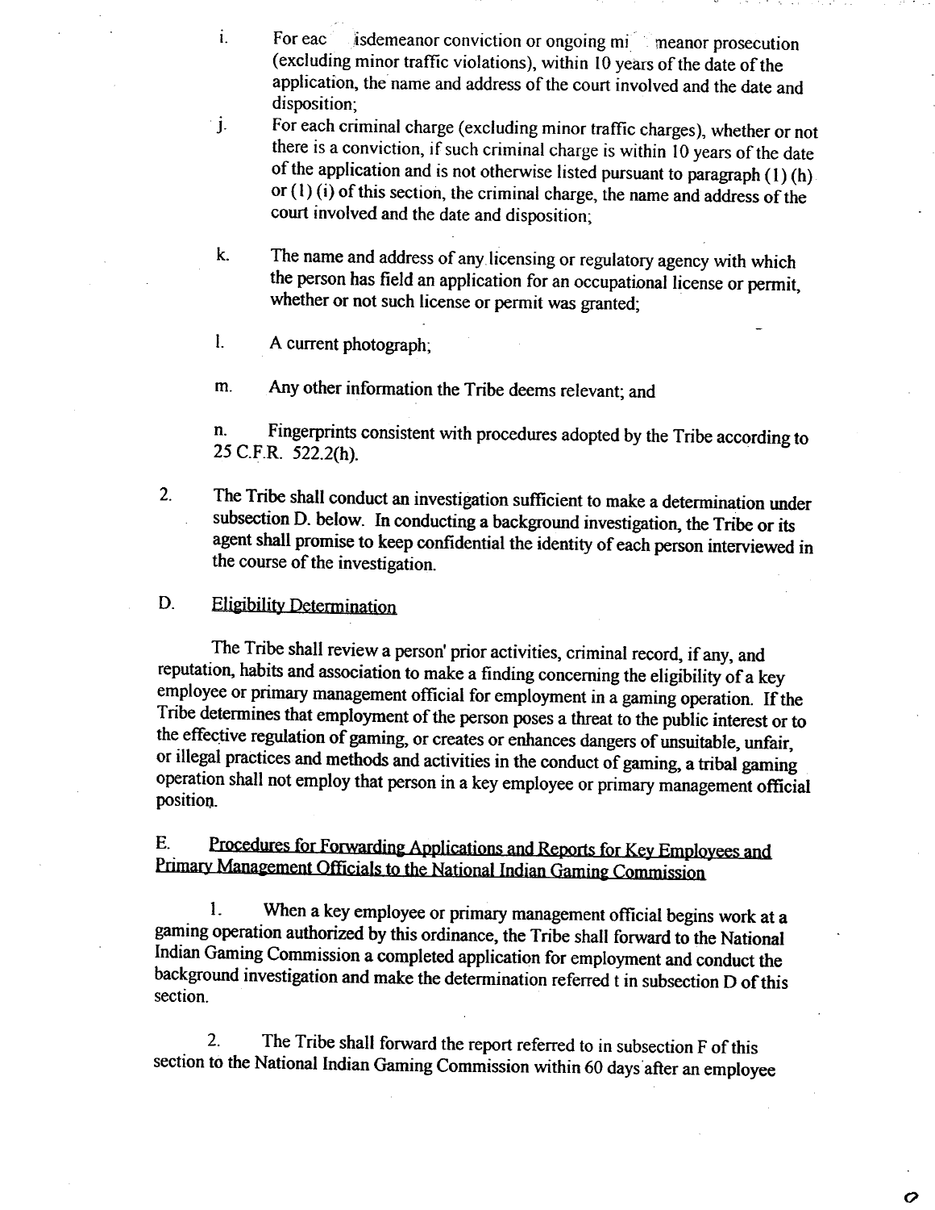i. For eac isdemeanor conviction or ongoing mi meanor prosecution (excluding minor traffic violations), within 10 years of the date of the application, the name and address of the court involved and the date and disposition;

j. For each criminal charge (excluding minor traffic charges), whether or not there is a conviction, if such criminal charge is within 10 years of the date of the application and is not otherwise listed pursuant to paragraph (1) (h) or (1) (i) of this section, the criminal charge, the name and address of the court involved and the date and disposition;

k. The name and address of any licensing or regulatory agency with which the person has field an application for an occupational license or permit, whether or not such license or permit was granted;

l. A current photograph;

m. Any other information the Tribe deems relevant; and

n. Fingerprints consistent with procedures adopted by the Tribe according to 25 C.F.R. 522.2(h).

2. The Tribe shall conduct an investigation sufficient to make a determination under subsection D. below. In conducting a background investigation, the Tribe or its agent shall promise to keep confidential the identity of each person interviewed in the course of the investigation.

D. Eligibility Determination

The Tribe shall review a person' prior activities, criminal record, if any, and reputation, habits and association to make a finding concerning the eligibility of a key employee or primary management official for employment in a gaming operation. If the Tribe determines that employment of the person poses a threat to the public interest or to the effective regulation of gaming, or creates or enhances dangers of unsuitable, unfair, or illegal practices and methods and activities in the conduct of gaming, a tribal gaming operation shall not employ that person in a key employee or primary management official position.

E. Procedures for Forwarding Applications and Reports for Key Employees and Primary Management Officials to the National Indian Gaming Commission

1. When a key employee or primary management official begins work at a gaming operation authorized by this ordinance, the Tribe shall forward to the National Indian Gaming Commission a completed application for employment and conduct the background investigation and make the determination referred t in subsection D of this section.

2. The Tribe shall forward the report referred to in subsection F of this section to the National Indian Gaming Commission within 60 days after an employee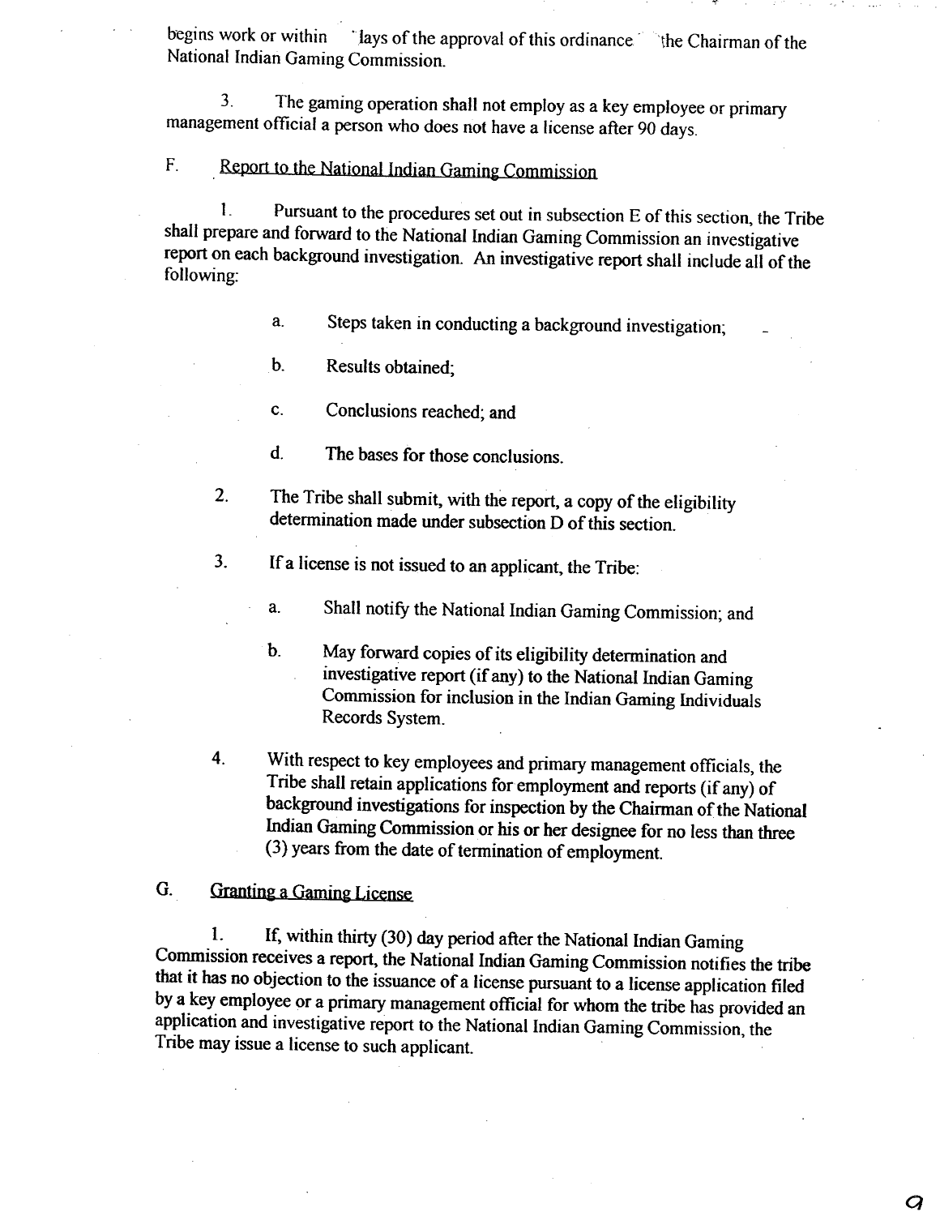begins work or within days of the approval of this ordinance the Chairman of the National Indian Gaming Commission.

3. The gaming operation shall not employ as a key employee or primary management official a person who does not have a license after 90 days.

F. Report to the National Indian Gaming Commission

1. Pursuant to the procedures set out in subsection E of this section, the Tribe shall prepare and forward to the National Indian Gaming Commission an investigative report on each background investigation. An investigative report shall include all of the following:

   a. Steps taken in conducting a background investigation;

   b. Results obtained;

   c. Conclusions reached; and

   d. The bases for those conclusions.

2. The Tribe shall submit, with the report, a copy of the eligibility determination made under subsection D of this section.

3. If a license is not issued to an applicant, the Tribe:

   a. Shall notify the National Indian Gaming Commission; and

   b. May forward copies of its eligibility determination and investigative report (if any) to the National Indian Gaming Commission for inclusion in the Indian Gaming Individuals Records System.

4. With respect to key employees and primary management officials, the Tribe shall retain applications for employment and reports (if any) of background investigations for inspection by the Chairman of the National Indian Gaming Commission or his or her designee for no less than three (3) years from the date of termination of employment.

G. Granting a Gaming License

1. If, within thirty (30) day period after the National Indian Gaming Commission receives a report, the National Indian Gaming Commission notifies the tribe that it has no objection to the issuance of a license pursuant to a license application filed by a key employee or a primary management official for whom the tribe has provided an application and investigative report to the National Indian Gaming Commission, the Tribe may issue a license to such applicant.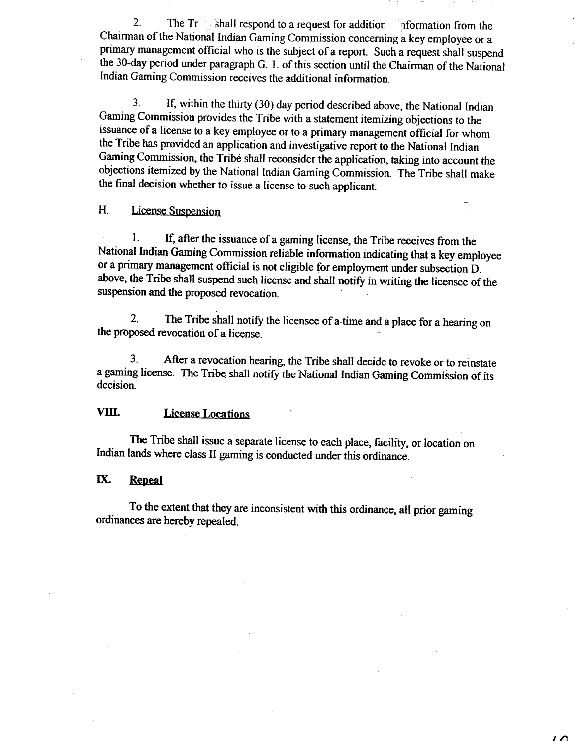2. The Tr shall respond to a request for additior nformation from the Chairman of the National Indian Gaming Commission concerning a key employee or a primary management official who is the subject of a report. Such a request shall suspend the 30-day period under paragraph G. 1. of this section until the Chairman of the National Indian Gaming Commission receives the additional information.

3. If, within the thirty (30) day period described above, the National Indian Gaming Commission provides the Tribe with a statement itemizing objections to the issuance of a license to a key employee or to a primary management official for whom the Tribe has provided an application and investigative report to the National Indian Gaming Commission, the Tribe shall reconsider the application, taking into account the objections itemized by the National Indian Gaming Commission. The Tribe shall make the final decision whether to issue a license to such applicant.

H. License Suspension

1. If, after the issuance of a gaming license, the Tribe receives from the National Indian Gaming Commission reliable information indicating that a key employee or a primary management official is not eligible for employment under subsection D. above, the Tribe shall suspend such license and shall notify in writing the licensee of the suspension and the proposed revocation.

2. The Tribe shall notify the licensee of a time and a place for a hearing on the proposed revocation of a license.

3. After a revocation hearing, the Tribe shall decide to revoke or to reinstate a gaming license. The Tribe shall notify the National Indian Gaming Commission of its decision.

## VIII. License Locations

The Tribe shall issue a separate license to each place, facility, or location on Indian lands where class II gaming is conducted under this ordinance.

## IX. Repeal

To the extent that they are inconsistent with this ordinance, all prior gaming ordinances are hereby repealed.